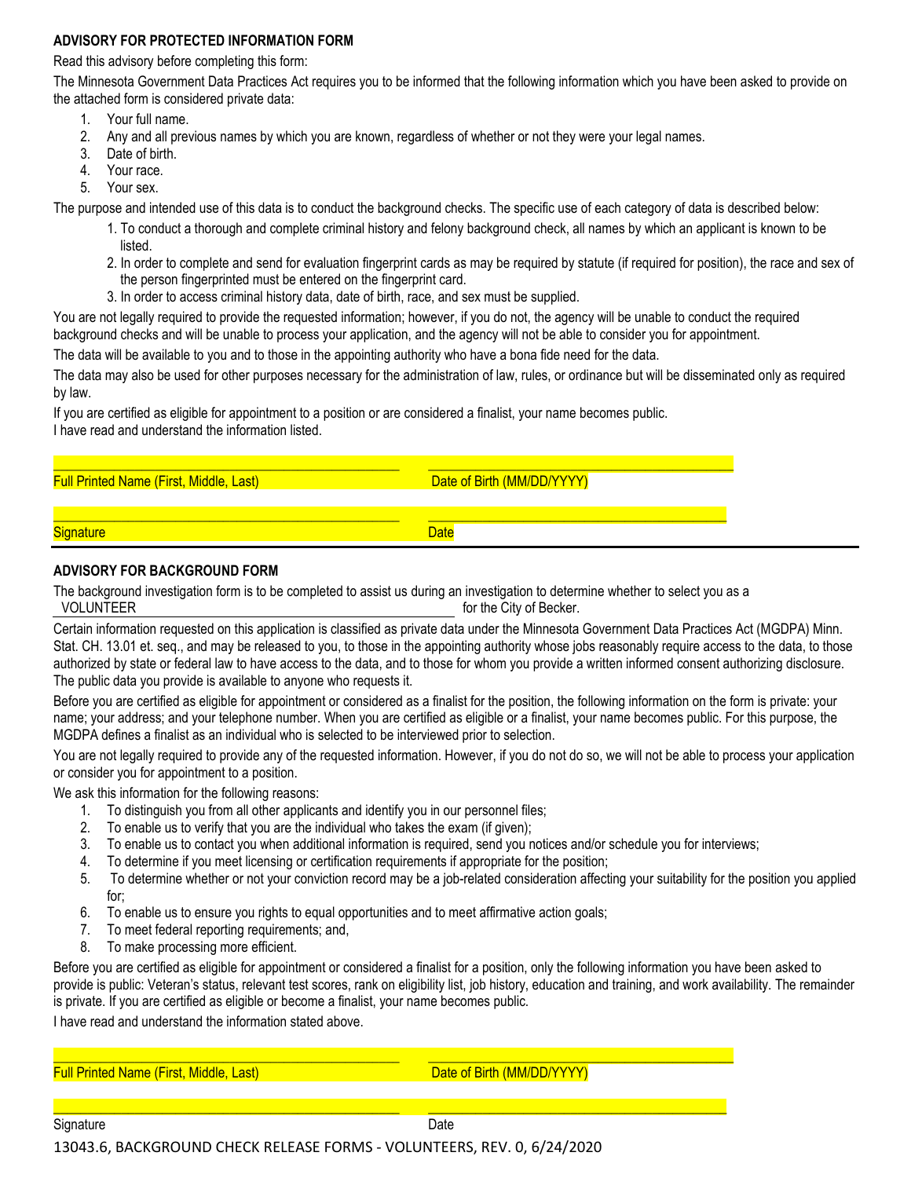## ADVISORY FOR PROTECTED INFORMATION FORM

Read this advisory before completing this form:

The Minnesota Government Data Practices Act requires you to be informed that the following information which you have been asked to provide on the attached form is considered private data:

1. Your full name.
2. Any and all previous names by which you are known, regardless of whether or not they were your legal names.
3. Date of birth.
4. Your race.
5. Your sex.

The purpose and intended use of this data is to conduct the background checks. The specific use of each category of data is described below:

1. To conduct a thorough and complete criminal history and felony background check, all names by which an applicant is known to be listed.
2. In order to complete and send for evaluation fingerprint cards as may be required by statute (if required for position), the race and sex of the person fingerprinted must be entered on the fingerprint card.
3. In order to access criminal history data, date of birth, race, and sex must be supplied.

You are not legally required to provide the requested information; however, if you do not, the agency will be unable to conduct the required background checks and will be unable to process your application, and the agency will not be able to consider you for appointment.

The data will be available to you and to those in the appointing authority who have a bona fide need for the data.

The data may also be used for other purposes necessary for the administration of law, rules, or ordinance but will be disseminated only as required by law.

If you are certified as eligible for appointment to a position or are considered a finalist, your name becomes public.

I have read and understand the information listed.

_______________________________________ _______________________________________

Full Printed Name (First, Middle, Last) Date of Birth (MM/DD/YYYY)

_______________________________________ _______________________________________

Signature Date

---

## ADVISORY FOR BACKGROUND FORM

The background investigation form is to be completed to assist us during an investigation to determine whether to select you as a VOLUNTEER for the City of Becker.

Certain information requested on this application is classified as private data under the Minnesota Government Data Practices Act (MGDPA) Minn. Stat. CH. 13.01 et. seq., and may be released to you, to those in the appointing authority whose jobs reasonably require access to the data, to those authorized by state or federal law to have access to the data, and to those for whom you provide a written informed consent authorizing disclosure. The public data you provide is available to anyone who requests it.

Before you are certified as eligible for appointment or considered as a finalist for the position, the following information on the form is private: your name; your address; and your telephone number. When you are certified as eligible or a finalist, your name becomes public. For this purpose, the MGDPA defines a finalist as an individual who is selected to be interviewed prior to selection.

You are not legally required to provide any of the requested information. However, if you do not do so, we will not be able to process your application or consider you for appointment to a position.

We ask this information for the following reasons:

1. To distinguish you from all other applicants and identify you in our personnel files;
2. To enable us to verify that you are the individual who takes the exam (if given);
3. To enable us to contact you when additional information is required, send you notices and/or schedule you for interviews;
4. To determine if you meet licensing or certification requirements if appropriate for the position;
5. To determine whether or not your conviction record may be a job-related consideration affecting your suitability for the position you applied for;
6. To enable us to ensure you rights to equal opportunities and to meet affirmative action goals;
7. To meet federal reporting requirements; and,
8. To make processing more efficient.

Before you are certified as eligible for appointment or considered a finalist for a position, only the following information you have been asked to provide is public: Veteran's status, relevant test scores, rank on eligibility list, job history, education and training, and work availability. The remainder is private. If you are certified as eligible or become a finalist, your name becomes public.

I have read and understand the information stated above.

_______________________________________ _______________________________________

Full Printed Name (First, Middle, Last) Date of Birth (MM/DD/YYYY)

_______________________________________ _______________________________________

Signature Date

13043.6, BACKGROUND CHECK RELEASE FORMS - VOLUNTEERS, REV. 0, 6/24/2020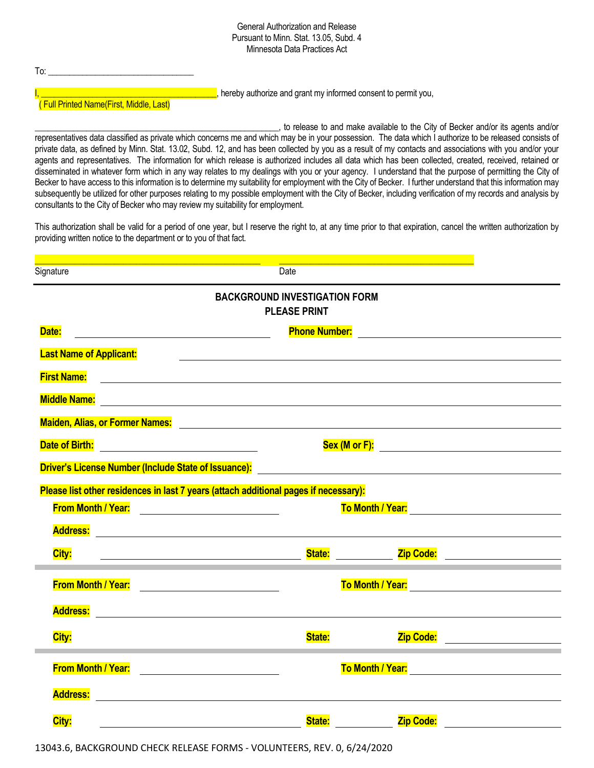General Authorization and Release
Pursuant to Minn. Stat. 13.05, Subd. 4
Minnesota Data Practices Act

To: ________________________________

I, ________________________________________, hereby authorize and grant my informed consent to permit you,
( Full Printed Name(First, Middle, Last)

________________________________________________________, to release to and make available to the City of Becker and/or its agents and/or representatives data classified as private which concerns me and which may be in your possession. The data which I authorize to be released consists of private data, as defined by Minn. Stat. 13.02, Subd. 12, and has been collected by you as a result of my contacts and associations with you and/or your agents and representatives. The information for which release is authorized includes all data which has been collected, created, received, retained or disseminated in whatever form which in any way relates to my dealings with you or your agency. I understand that the purpose of permitting the City of Becker to have access to this information is to determine my suitability for employment with the City of Becker. I further understand that this information may subsequently be utilized for other purposes relating to my possible employment with the City of Becker, including verification of my records and analysis by consultants to the City of Becker who may review my suitability for employment.

This authorization shall be valid for a period of one year, but I reserve the right to, at any time prior to that expiration, cancel the written authorization by providing written notice to the department or to you of that fact.

________________________________________________ ________________________________________
Signature Date

---

**BACKGROUND INVESTIGATION FORM**
**PLEASE PRINT**

**Date:** ______________________ **Phone Number:** ______________________

**Last Name of Applicant:** ______________________

**First Name:** ______________________

**Middle Name:** ______________________

**Maiden, Alias, or Former Names:** ______________________

**Date of Birth:** ______________________ **Sex (M or F):** ______________________

**Driver's License Number (Include State of Issuance):** ______________________

**Please list other residences in last 7 years (attach additional pages if necessary):**

**From Month / Year:** ______________________ **To Month / Year:** ______________________

**Address:** ______________________

**City:** ______________________ **State:** __________ **Zip Code:** __________

---

**From Month / Year:** ______________________ **To Month / Year:** ______________________

**Address:** ______________________

**City:** ______________________ **State:** __________ **Zip Code:** __________

---

**From Month / Year:** ______________________ **To Month / Year:** ______________________

**Address:** ______________________

**City:** ______________________ **State:** __________ **Zip Code:** __________

13043.6, BACKGROUND CHECK RELEASE FORMS - VOLUNTEERS, REV. 0, 6/24/2020